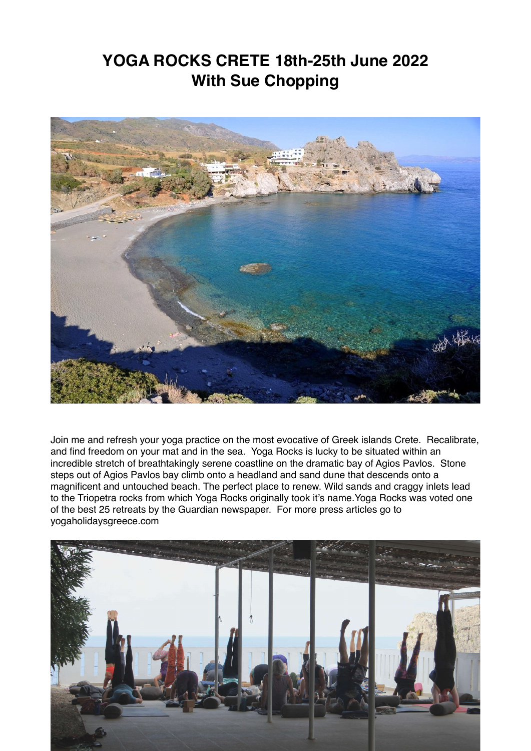# YOGA ROCKS CRETE 18th-25th June 2022
# With Sue Chopping

Join me and refresh your yoga practice on the most evocative of Greek islands Crete. Recalibrate, and find freedom on your mat and in the sea. Yoga Rocks is lucky to be situated within an incredible stretch of breathtakingly serene coastline on the dramatic bay of Agios Pavlos. Stone steps out of Agios Pavlos bay climb onto a headland and sand dune that descends onto a magnificent and untouched beach. The perfect place to renew. Wild sands and craggy inlets lead to the Triopetra rocks from which Yoga Rocks originally took it's name.Yoga Rocks was voted one of the best 25 retreats by the Guardian newspaper. For more press articles go to yogaholidaysgreece.com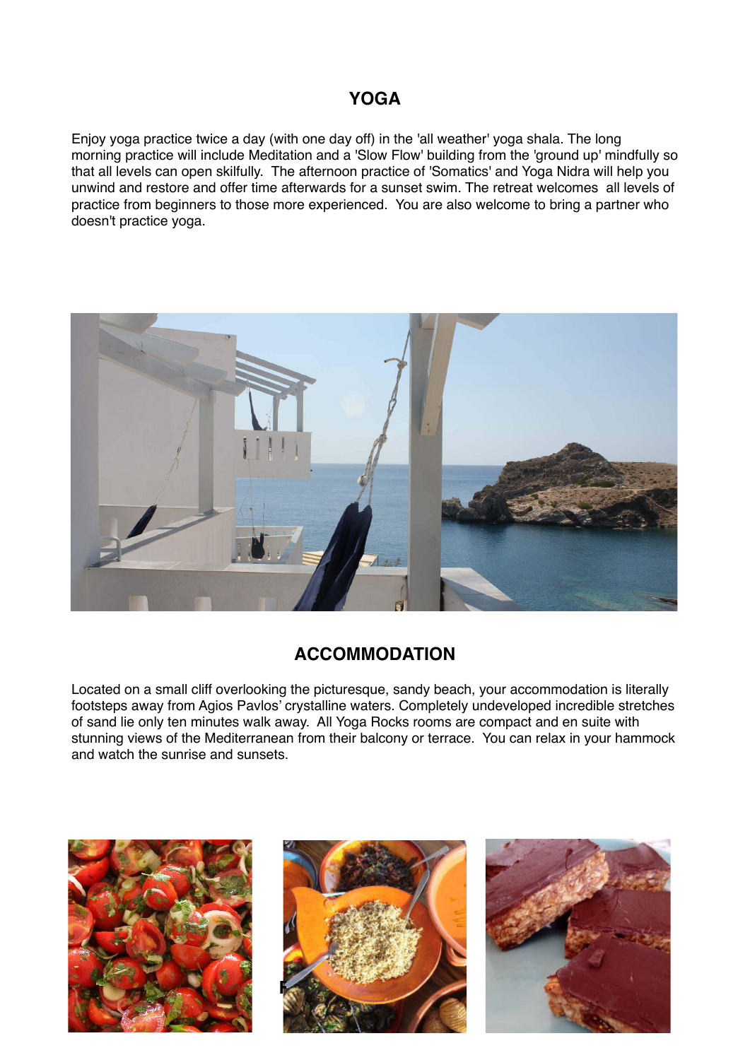## YOGA

Enjoy yoga practice twice a day (with one day off) in the 'all weather' yoga shala. The long morning practice will include Meditation and a 'Slow Flow' building from the 'ground up' mindfully so that all levels can open skilfully.  The afternoon practice of 'Somatics' and Yoga Nidra will help you unwind and restore and offer time afterwards for a sunset swim. The retreat welcomes  all levels of practice from beginners to those more experienced.  You are also welcome to bring a partner who doesn't practice yoga.

## ACCOMMODATION

Located on a small cliff overlooking the picturesque, sandy beach, your accommodation is literally footsteps away from Agios Pavlos' crystalline waters. Completely undeveloped incredible stretches of sand lie only ten minutes walk away.  All Yoga Rocks rooms are compact and en suite with stunning views of the Mediterranean from their balcony or terrace.  You can relax in your hammock and watch the sunrise and sunsets.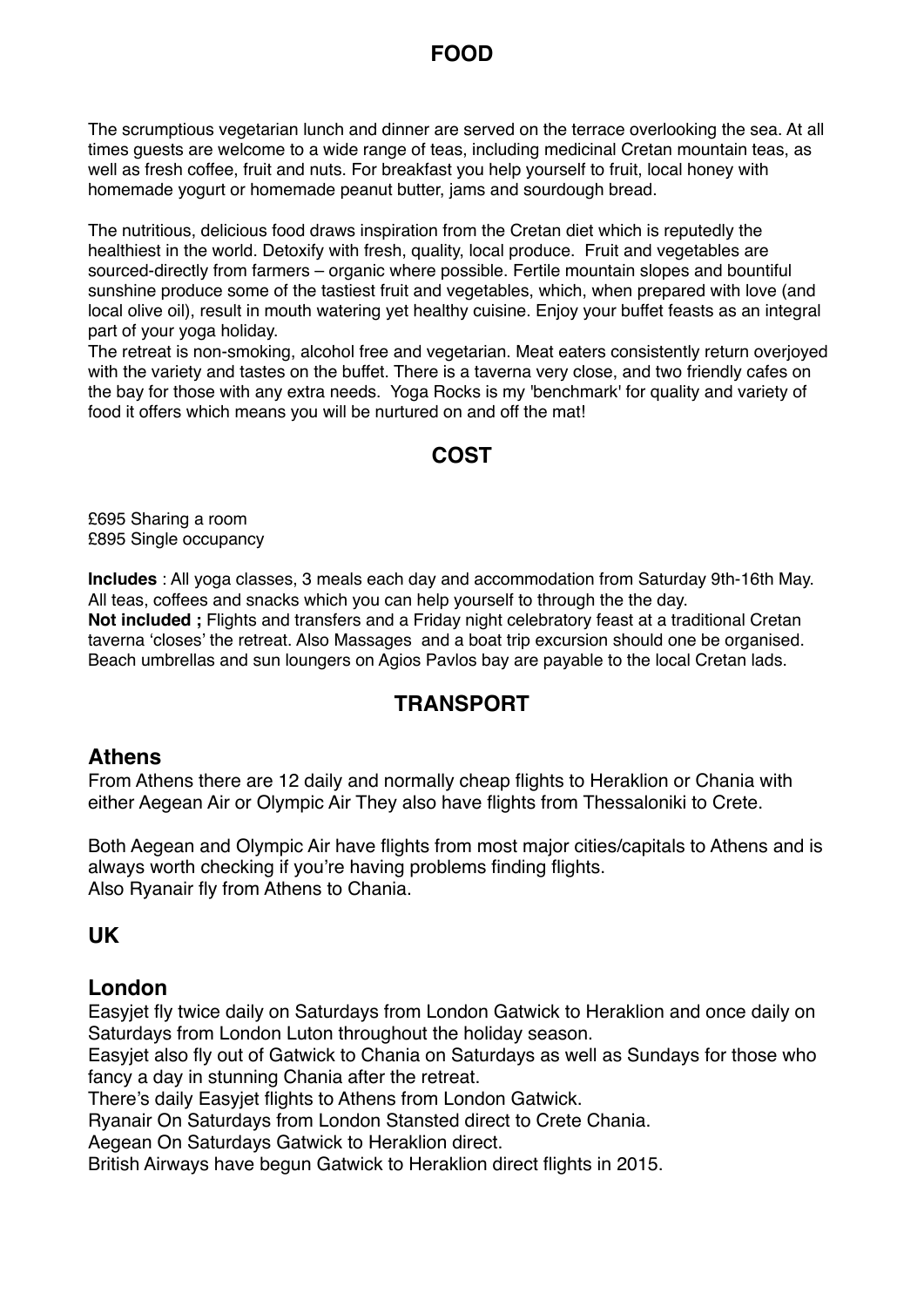## FOOD

The scrumptious vegetarian lunch and dinner are served on the terrace overlooking the sea. At all times guests are welcome to a wide range of teas, including medicinal Cretan mountain teas, as well as fresh coffee, fruit and nuts. For breakfast you help yourself to fruit, local honey with homemade yogurt or homemade peanut butter, jams and sourdough bread.

The nutritious, delicious food draws inspiration from the Cretan diet which is reputedly the healthiest in the world. Detoxify with fresh, quality, local produce. Fruit and vegetables are sourced-directly from farmers – organic where possible. Fertile mountain slopes and bountiful sunshine produce some of the tastiest fruit and vegetables, which, when prepared with love (and local olive oil), result in mouth watering yet healthy cuisine. Enjoy your buffet feasts as an integral part of your yoga holiday.

The retreat is non-smoking, alcohol free and vegetarian. Meat eaters consistently return overjoyed with the variety and tastes on the buffet. There is a taverna very close, and two friendly cafes on the bay for those with any extra needs. Yoga Rocks is my 'benchmark' for quality and variety of food it offers which means you will be nurtured on and off the mat!

## COST

£695 Sharing a room
£895 Single occupancy

**Includes** : All yoga classes, 3 meals each day and accommodation from Saturday 9th-16th May. All teas, coffees and snacks which you can help yourself to through the the day.
**Not included ;** Flights and transfers and a Friday night celebratory feast at a traditional Cretan taverna 'closes' the retreat. Also Massages and a boat trip excursion should one be organised. Beach umbrellas and sun loungers on Agios Pavlos bay are payable to the local Cretan lads.

## TRANSPORT

### Athens

From Athens there are 12 daily and normally cheap flights to Heraklion or Chania with either Aegean Air or Olympic Air They also have flights from Thessaloniki to Crete.

Both Aegean and Olympic Air have flights from most major cities/capitals to Athens and is always worth checking if you're having problems finding flights.
Also Ryanair fly from Athens to Chania.

### UK

### London

Easyjet fly twice daily on Saturdays from London Gatwick to Heraklion and once daily on Saturdays from London Luton throughout the holiday season.
Easyjet also fly out of Gatwick to Chania on Saturdays as well as Sundays for those who fancy a day in stunning Chania after the retreat.
There's daily Easyjet flights to Athens from London Gatwick.
Ryanair On Saturdays from London Stansted direct to Crete Chania.
Aegean On Saturdays Gatwick to Heraklion direct.
British Airways have begun Gatwick to Heraklion direct flights in 2015.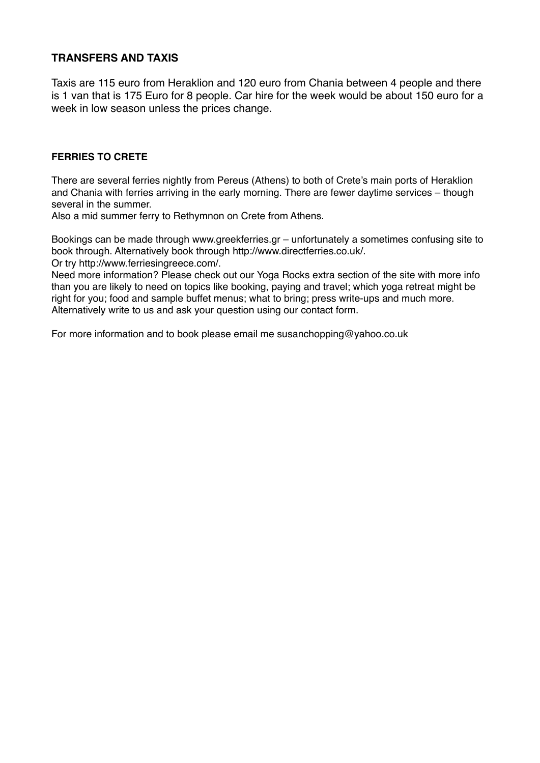## TRANSFERS AND TAXIS

Taxis are 115 euro from Heraklion and 120 euro from Chania between 4 people and there is 1 van that is 175 Euro for 8 people. Car hire for the week would be about 150 euro for a week in low season unless the prices change.

### FERRIES TO CRETE

There are several ferries nightly from Pereus (Athens) to both of Crete's main ports of Heraklion and Chania with ferries arriving in the early morning. There are fewer daytime services – though several in the summer.
Also a mid summer ferry to Rethymnon on Crete from Athens.

Bookings can be made through www.greekferries.gr – unfortunately a sometimes confusing site to book through. Alternatively book through http://www.directferries.co.uk/.
Or try http://www.ferriesingreece.com/.
Need more information? Please check out our Yoga Rocks extra section of the site with more info than you are likely to need on topics like booking, paying and travel; which yoga retreat might be right for you; food and sample buffet menus; what to bring; press write-ups and much more. Alternatively write to us and ask your question using our contact form.

For more information and to book please email me susanchopping@yahoo.co.uk